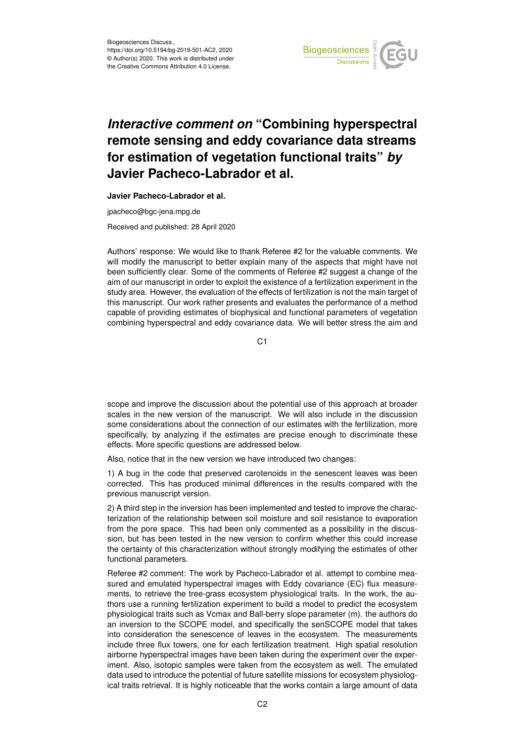Biogeosciences Discuss.,
https://doi.org/10.5194/bg-2019-501-AC2, 2020
© Author(s) 2020. This work is distributed under
the Creative Commons Attribution 4.0 License.

# *Interactive comment on* "Combining hyperspectral remote sensing and eddy covariance data streams for estimation of vegetation functional traits" *by* Javier Pacheco-Labrador et al.

**Javier Pacheco-Labrador et al.**

jpacheco@bgc-jena.mpg.de

Received and published: 28 April 2020

Authors' response: We would like to thank Referee #2 for the valuable comments. We will modify the manuscript to better explain many of the aspects that might have not been sufficiently clear. Some of the comments of Referee #2 suggest a change of the aim of our manuscript in order to exploit the existence of a fertilization experiment in the study area. However, the evaluation of the effects of fertilization is not the main target of this manuscript. Our work rather presents and evaluates the performance of a method capable of providing estimates of biophysical and functional parameters of vegetation combining hyperspectral and eddy covariance data. We will better stress the aim and scope and improve the discussion about the potential use of this approach at broader scales in the new version of the manuscript. We will also include in the discussion some considerations about the connection of our estimates with the fertilization, more specifically, by analyzing if the estimates are precise enough to discriminate these effects. More specific questions are addressed below.

Also, notice that in the new version we have introduced two changes:

1) A bug in the code that preserved carotenoids in the senescent leaves was been corrected. This has produced minimal differences in the results compared with the previous manuscript version.

2) A third step in the inversion has been implemented and tested to improve the characterization of the relationship between soil moisture and soil resistance to evaporation from the pore space. This had been only commented as a possibility in the discussion, but has been tested in the new version to confirm whether this could increase the certainty of this characterization without strongly modifying the estimates of other functional parameters.

Referee #2 comment: The work by Pacheco-Labrador et al. attempt to combine measured and emulated hyperspectral images with Eddy covariance (EC) flux measurements, to retrieve the tree-grass ecosystem physiological traits. In the work, the authors use a running fertilization experiment to build a model to predict the ecosystem physiological traits such as Vcmax and Ball-berry slope parameter (m). the authors do an inversion to the SCOPE model, and specifically the senSCOPE model that takes into consideration the senescence of leaves in the ecosystem. The measurements include three flux towers, one for each fertilization treatment. High spatial resolution airborne hyperspectral images have been taken during the experiment over the experiment. Also, isotopic samples were taken from the ecosystem as well. The emulated data used to introduce the potential of future satellite missions for ecosystem physiological traits retrieval. It is highly noticeable that the works contain a large amount of data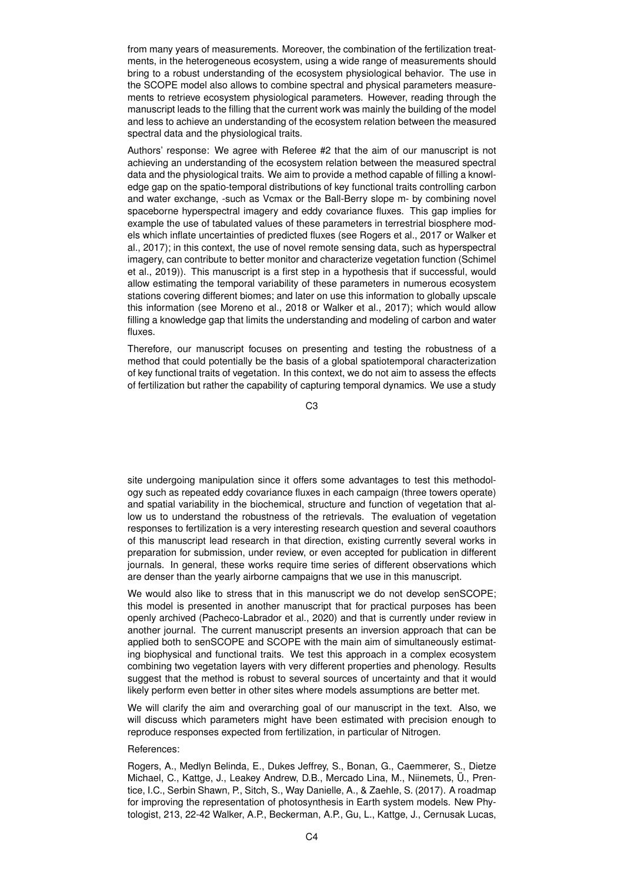from many years of measurements. Moreover, the combination of the fertilization treatments, in the heterogeneous ecosystem, using a wide range of measurements should bring to a robust understanding of the ecosystem physiological behavior. The use in the SCOPE model also allows to combine spectral and physical parameters measurements to retrieve ecosystem physiological parameters. However, reading through the manuscript leads to the filling that the current work was mainly the building of the model and less to achieve an understanding of the ecosystem relation between the measured spectral data and the physiological traits.

Authors' response: We agree with Referee #2 that the aim of our manuscript is not achieving an understanding of the ecosystem relation between the measured spectral data and the physiological traits. We aim to provide a method capable of filling a knowledge gap on the spatio-temporal distributions of key functional traits controlling carbon and water exchange, -such as Vcmax or the Ball-Berry slope m- by combining novel spaceborne hyperspectral imagery and eddy covariance fluxes. This gap implies for example the use of tabulated values of these parameters in terrestrial biosphere models which inflate uncertainties of predicted fluxes (see Rogers et al., 2017 or Walker et al., 2017); in this context, the use of novel remote sensing data, such as hyperspectral imagery, can contribute to better monitor and characterize vegetation function (Schimel et al., 2019)). This manuscript is a first step in a hypothesis that if successful, would allow estimating the temporal variability of these parameters in numerous ecosystem stations covering different biomes; and later on use this information to globally upscale this information (see Moreno et al., 2018 or Walker et al., 2017); which would allow filling a knowledge gap that limits the understanding and modeling of carbon and water fluxes.

Therefore, our manuscript focuses on presenting and testing the robustness of a method that could potentially be the basis of a global spatiotemporal characterization of key functional traits of vegetation. In this context, we do not aim to assess the effects of fertilization but rather the capability of capturing temporal dynamics. We use a study site undergoing manipulation since it offers some advantages to test this methodology such as repeated eddy covariance fluxes in each campaign (three towers operate) and spatial variability in the biochemical, structure and function of vegetation that allow us to understand the robustness of the retrievals. The evaluation of vegetation responses to fertilization is a very interesting research question and several coauthors of this manuscript lead research in that direction, existing currently several works in preparation for submission, under review, or even accepted for publication in different journals. In general, these works require time series of different observations which are denser than the yearly airborne campaigns that we use in this manuscript.

We would also like to stress that in this manuscript we do not develop senSCOPE; this model is presented in another manuscript that for practical purposes has been openly archived (Pacheco-Labrador et al., 2020) and that is currently under review in another journal. The current manuscript presents an inversion approach that can be applied both to senSCOPE and SCOPE with the main aim of simultaneously estimating biophysical and functional traits. We test this approach in a complex ecosystem combining two vegetation layers with very different properties and phenology. Results suggest that the method is robust to several sources of uncertainty and that it would likely perform even better in other sites where models assumptions are better met.

We will clarify the aim and overarching goal of our manuscript in the text. Also, we will discuss which parameters might have been estimated with precision enough to reproduce responses expected from fertilization, in particular of Nitrogen.

References:

Rogers, A., Medlyn Belinda, E., Dukes Jeffrey, S., Bonan, G., Caemmerer, S., Dietze Michael, C., Kattge, J., Leakey Andrew, D.B., Mercado Lina, M., Niinemets, Ü., Prentice, I.C., Serbin Shawn, P., Sitch, S., Way Danielle, A., & Zaehle, S. (2017). A roadmap for improving the representation of photosynthesis in Earth system models. New Phytologist, 213, 22-42 Walker, A.P., Beckerman, A.P., Gu, L., Kattge, J., Cernusak Lucas,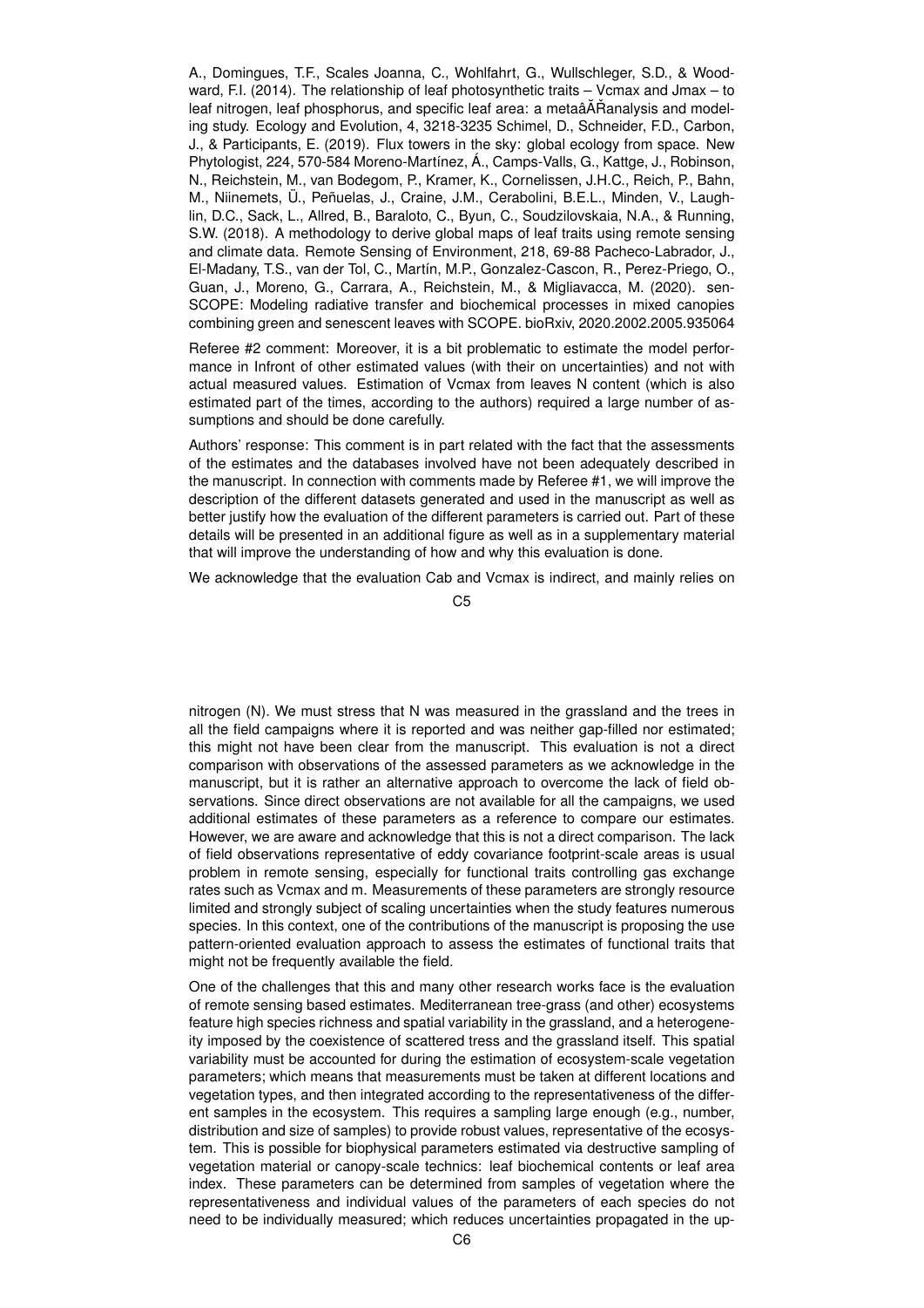A., Domingues, T.F., Scales Joanna, C., Wohlfahrt, G., Wullschleger, S.D., & Woodward, F.I. (2014). The relationship of leaf photosynthetic traits – Vcmax and Jmax – to leaf nitrogen, leaf phosphorus, and specific leaf area: a metaâĂŘanalysis and modeling study. Ecology and Evolution, 4, 3218-3235 Schimel, D., Schneider, F.D., Carbon, J., & Participants, E. (2019). Flux towers in the sky: global ecology from space. New Phytologist, 224, 570-584 Moreno-Martínez, Á., Camps-Valls, G., Kattge, J., Robinson, N., Reichstein, M., van Bodegom, P., Kramer, K., Cornelissen, J.H.C., Reich, P., Bahn, M., Niinemets, Ü., Peñuelas, J., Craine, J.M., Cerabolini, B.E.L., Minden, V., Laughlin, D.C., Sack, L., Allred, B., Baraloto, C., Byun, C., Soudzilovskaia, N.A., & Running, S.W. (2018). A methodology to derive global maps of leaf traits using remote sensing and climate data. Remote Sensing of Environment, 218, 69-88 Pacheco-Labrador, J., El-Madany, T.S., van der Tol, C., Martín, M.P., Gonzalez-Cascon, R., Perez-Priego, O., Guan, J., Moreno, G., Carrara, A., Reichstein, M., & Migliavacca, M. (2020). sen-SCOPE: Modeling radiative transfer and biochemical processes in mixed canopies combining green and senescent leaves with SCOPE. bioRxiv, 2020.2002.2005.935064

Referee #2 comment: Moreover, it is a bit problematic to estimate the model performance in Infront of other estimated values (with their on uncertainties) and not with actual measured values. Estimation of Vcmax from leaves N content (which is also estimated part of the times, according to the authors) required a large number of assumptions and should be done carefully.

Authors' response: This comment is in part related with the fact that the assessments of the estimates and the databases involved have not been adequately described in the manuscript. In connection with comments made by Referee #1, we will improve the description of the different datasets generated and used in the manuscript as well as better justify how the evaluation of the different parameters is carried out. Part of these details will be presented in an additional figure as well as in a supplementary material that will improve the understanding of how and why this evaluation is done.

We acknowledge that the evaluation Cab and Vcmax is indirect, and mainly relies on nitrogen (N). We must stress that N was measured in the grassland and the trees in all the field campaigns where it is reported and was neither gap-filled nor estimated; this might not have been clear from the manuscript. This evaluation is not a direct comparison with observations of the assessed parameters as we acknowledge in the manuscript, but it is rather an alternative approach to overcome the lack of field observations. Since direct observations are not available for all the campaigns, we used additional estimates of these parameters as a reference to compare our estimates. However, we are aware and acknowledge that this is not a direct comparison. The lack of field observations representative of eddy covariance footprint-scale areas is usual problem in remote sensing, especially for functional traits controlling gas exchange rates such as Vcmax and m. Measurements of these parameters are strongly resource limited and strongly subject of scaling uncertainties when the study features numerous species. In this context, one of the contributions of the manuscript is proposing the use pattern-oriented evaluation approach to assess the estimates of functional traits that might not be frequently available the field.

One of the challenges that this and many other research works face is the evaluation of remote sensing based estimates. Mediterranean tree-grass (and other) ecosystems feature high species richness and spatial variability in the grassland, and a heterogeneity imposed by the coexistence of scattered tress and the grassland itself. This spatial variability must be accounted for during the estimation of ecosystem-scale vegetation parameters; which means that measurements must be taken at different locations and vegetation types, and then integrated according to the representativeness of the different samples in the ecosystem. This requires a sampling large enough (e.g., number, distribution and size of samples) to provide robust values, representative of the ecosystem. This is possible for biophysical parameters estimated via destructive sampling of vegetation material or canopy-scale technics: leaf biochemical contents or leaf area index. These parameters can be determined from samples of vegetation where the representativeness and individual values of the parameters of each species do not need to be individually measured; which reduces uncertainties propagated in the up-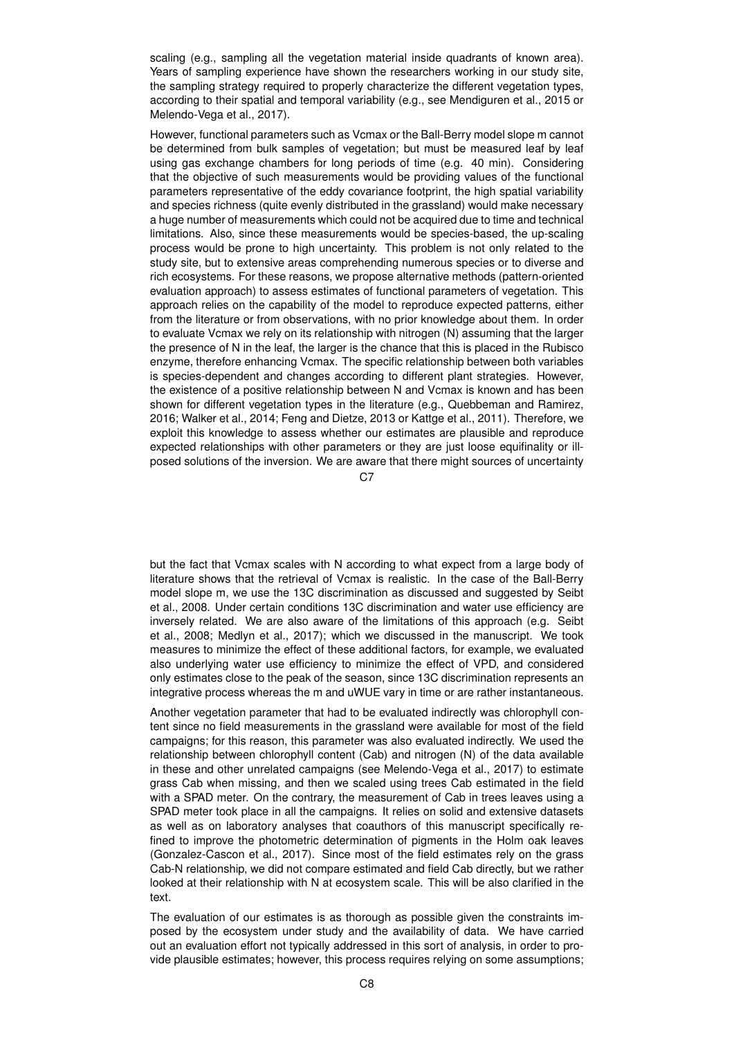scaling (e.g., sampling all the vegetation material inside quadrants of known area). Years of sampling experience have shown the researchers working in our study site, the sampling strategy required to properly characterize the different vegetation types, according to their spatial and temporal variability (e.g., see Mendiguren et al., 2015 or Melendo-Vega et al., 2017).

However, functional parameters such as Vcmax or the Ball-Berry model slope m cannot be determined from bulk samples of vegetation; but must be measured leaf by leaf using gas exchange chambers for long periods of time (e.g. 40 min). Considering that the objective of such measurements would be providing values of the functional parameters representative of the eddy covariance footprint, the high spatial variability and species richness (quite evenly distributed in the grassland) would make necessary a huge number of measurements which could not be acquired due to time and technical limitations. Also, since these measurements would be species-based, the up-scaling process would be prone to high uncertainty. This problem is not only related to the study site, but to extensive areas comprehending numerous species or to diverse and rich ecosystems. For these reasons, we propose alternative methods (pattern-oriented evaluation approach) to assess estimates of functional parameters of vegetation. This approach relies on the capability of the model to reproduce expected patterns, either from the literature or from observations, with no prior knowledge about them. In order to evaluate Vcmax we rely on its relationship with nitrogen (N) assuming that the larger the presence of N in the leaf, the larger is the chance that this is placed in the Rubisco enzyme, therefore enhancing Vcmax. The specific relationship between both variables is species-dependent and changes according to different plant strategies. However, the existence of a positive relationship between N and Vcmax is known and has been shown for different vegetation types in the literature (e.g., Quebbeman and Ramirez, 2016; Walker et al., 2014; Feng and Dietze, 2013 or Kattge et al., 2011). Therefore, we exploit this knowledge to assess whether our estimates are plausible and reproduce expected relationships with other parameters or they are just loose equifinality or ill-posed solutions of the inversion. We are aware that there might sources of uncertainty but the fact that Vcmax scales with N according to what expect from a large body of literature shows that the retrieval of Vcmax is realistic. In the case of the Ball-Berry model slope m, we use the 13C discrimination as discussed and suggested by Seibt et al., 2008. Under certain conditions 13C discrimination and water use efficiency are inversely related. We are also aware of the limitations of this approach (e.g. Seibt et al., 2008; Medlyn et al., 2017); which we discussed in the manuscript. We took measures to minimize the effect of these additional factors, for example, we evaluated also underlying water use efficiency to minimize the effect of VPD, and considered only estimates close to the peak of the season, since 13C discrimination represents an integrative process whereas the m and uWUE vary in time or are rather instantaneous.

Another vegetation parameter that had to be evaluated indirectly was chlorophyll content since no field measurements in the grassland were available for most of the field campaigns; for this reason, this parameter was also evaluated indirectly. We used the relationship between chlorophyll content (Cab) and nitrogen (N) of the data available in these and other unrelated campaigns (see Melendo-Vega et al., 2017) to estimate grass Cab when missing, and then we scaled using trees Cab estimated in the field with a SPAD meter. On the contrary, the measurement of Cab in trees leaves using a SPAD meter took place in all the campaigns. It relies on solid and extensive datasets as well as on laboratory analyses that coauthors of this manuscript specifically refined to improve the photometric determination of pigments in the Holm oak leaves (Gonzalez-Cascon et al., 2017). Since most of the field estimates rely on the grass Cab-N relationship, we did not compare estimated and field Cab directly, but we rather looked at their relationship with N at ecosystem scale. This will be also clarified in the text.

The evaluation of our estimates is as thorough as possible given the constraints imposed by the ecosystem under study and the availability of data. We have carried out an evaluation effort not typically addressed in this sort of analysis, in order to provide plausible estimates; however, this process requires relying on some assumptions;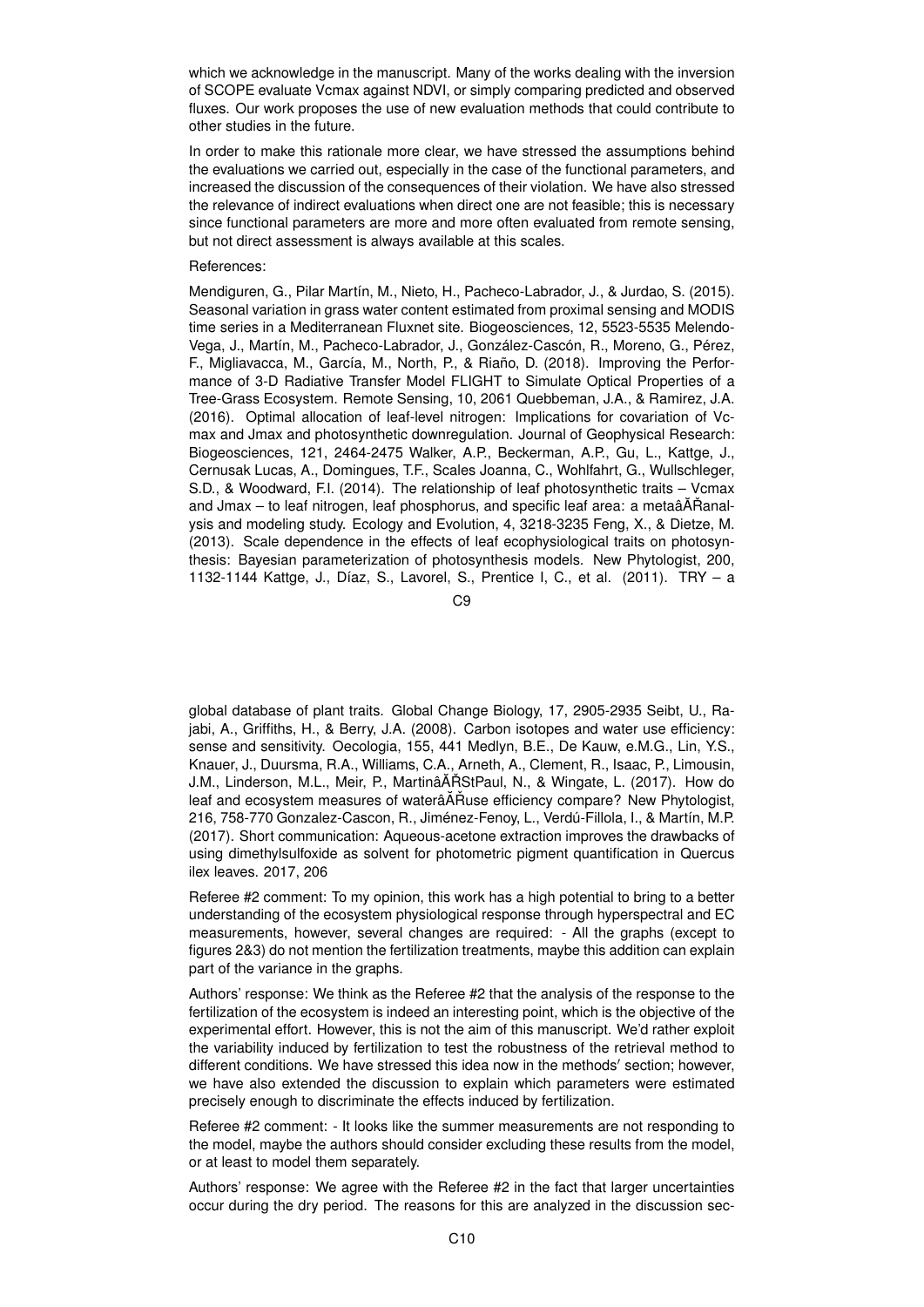which we acknowledge in the manuscript. Many of the works dealing with the inversion of SCOPE evaluate Vcmax against NDVI, or simply comparing predicted and observed fluxes. Our work proposes the use of new evaluation methods that could contribute to other studies in the future.

In order to make this rationale more clear, we have stressed the assumptions behind the evaluations we carried out, especially in the case of the functional parameters, and increased the discussion of the consequences of their violation. We have also stressed the relevance of indirect evaluations when direct one are not feasible; this is necessary since functional parameters are more and more often evaluated from remote sensing, but not direct assessment is always available at this scales.

References:

Mendiguren, G., Pilar Martín, M., Nieto, H., Pacheco-Labrador, J., & Jurdao, S. (2015). Seasonal variation in grass water content estimated from proximal sensing and MODIS time series in a Mediterranean Fluxnet site. Biogeosciences, 12, 5523-5535 Melendo-Vega, J., Martín, M., Pacheco-Labrador, J., González-Cascón, R., Moreno, G., Pérez, F., Migliavacca, M., García, M., North, P., & Riaño, D. (2018). Improving the Performance of 3-D Radiative Transfer Model FLIGHT to Simulate Optical Properties of a Tree-Grass Ecosystem. Remote Sensing, 10, 2061 Quebbeman, J.A., & Ramirez, J.A. (2016). Optimal allocation of leaf-level nitrogen: Implications for covariation of Vcmax and Jmax and photosynthetic downregulation. Journal of Geophysical Research: Biogeosciences, 121, 2464-2475 Walker, A.P., Beckerman, A.P., Gu, L., Kattge, J., Cernusak Lucas, A., Domingues, T.F., Scales Joanna, C., Wohlfahrt, G., Wullschleger, S.D., & Woodward, F.I. (2014). The relationship of leaf photosynthetic traits – Vcmax and Jmax – to leaf nitrogen, leaf phosphorus, and specific leaf area: a metaâĂŘanalysis and modeling study. Ecology and Evolution, 4, 3218-3235 Feng, X., & Dietze, M. (2013). Scale dependence in the effects of leaf ecophysiological traits on photosynthesis: Bayesian parameterization of photosynthesis models. New Phytologist, 200, 1132-1144 Kattge, J., Díaz, S., Lavorel, S., Prentice I, C., et al. (2011). TRY – a global database of plant traits. Global Change Biology, 17, 2905-2935 Seibt, U., Rajabi, A., Griffiths, H., & Berry, J.A. (2008). Carbon isotopes and water use efficiency: sense and sensitivity. Oecologia, 155, 441 Medlyn, B.E., De Kauw, e.M.G., Lin, Y.S., Knauer, J., Duursma, R.A., Williams, C.A., Arneth, A., Clement, R., Isaac, P., Limousin, J.M., Linderson, M.L., Meir, P., MartinâĂŘStPaul, N., & Wingate, L. (2017). How do leaf and ecosystem measures of waterâĂŘuse efficiency compare? New Phytologist, 216, 758-770 Gonzalez-Cascon, R., Jiménez-Fenoy, L., Verdú-Fillola, I., & Martín, M.P. (2017). Short communication: Aqueous-acetone extraction improves the drawbacks of using dimethylsulfoxide as solvent for photometric pigment quantification in Quercus ilex leaves. 2017, 206

Referee #2 comment: To my opinion, this work has a high potential to bring to a better understanding of the ecosystem physiological response through hyperspectral and EC measurements, however, several changes are required: - All the graphs (except to figures 2&3) do not mention the fertilization treatments, maybe this addition can explain part of the variance in the graphs.

Authors' response: We think as the Referee #2 that the analysis of the response to the fertilization of the ecosystem is indeed an interesting point, which is the objective of the experimental effort. However, this is not the aim of this manuscript. We'd rather exploit the variability induced by fertilization to test the robustness of the retrieval method to different conditions. We have stressed this idea now in the methods′ section; however, we have also extended the discussion to explain which parameters were estimated precisely enough to discriminate the effects induced by fertilization.

Referee #2 comment: - It looks like the summer measurements are not responding to the model, maybe the authors should consider excluding these results from the model, or at least to model them separately.

Authors' response: We agree with the Referee #2 in the fact that larger uncertainties occur during the dry period. The reasons for this are analyzed in the discussion sec-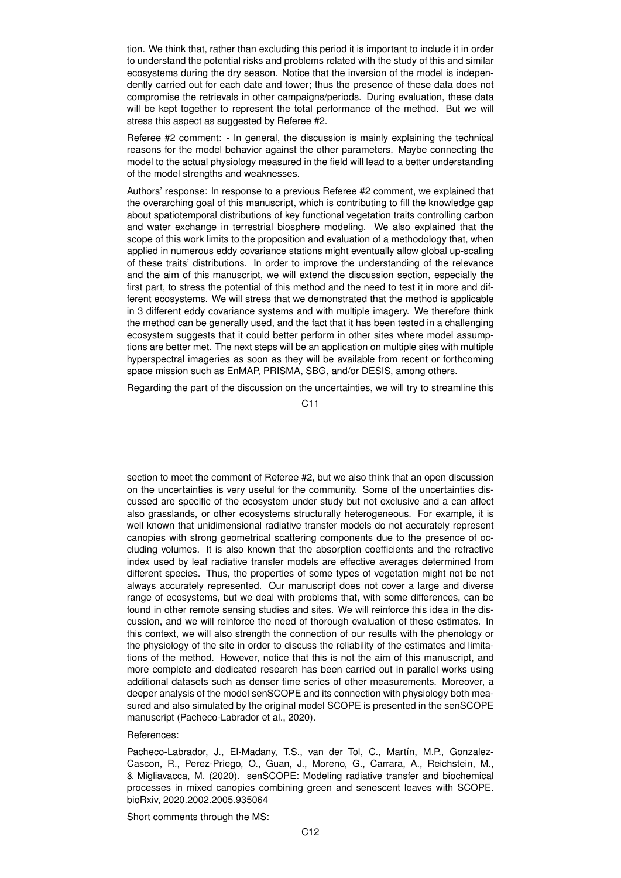tion. We think that, rather than excluding this period it is important to include it in order to understand the potential risks and problems related with the study of this and similar ecosystems during the dry season. Notice that the inversion of the model is independently carried out for each date and tower; thus the presence of these data does not compromise the retrievals in other campaigns/periods. During evaluation, these data will be kept together to represent the total performance of the method. But we will stress this aspect as suggested by Referee #2.

Referee #2 comment: - In general, the discussion is mainly explaining the technical reasons for the model behavior against the other parameters. Maybe connecting the model to the actual physiology measured in the field will lead to a better understanding of the model strengths and weaknesses.

Authors' response: In response to a previous Referee #2 comment, we explained that the overarching goal of this manuscript, which is contributing to fill the knowledge gap about spatiotemporal distributions of key functional vegetation traits controlling carbon and water exchange in terrestrial biosphere modeling. We also explained that the scope of this work limits to the proposition and evaluation of a methodology that, when applied in numerous eddy covariance stations might eventually allow global up-scaling of these traits' distributions. In order to improve the understanding of the relevance and the aim of this manuscript, we will extend the discussion section, especially the first part, to stress the potential of this method and the need to test it in more and different ecosystems. We will stress that we demonstrated that the method is applicable in 3 different eddy covariance systems and with multiple imagery. We therefore think the method can be generally used, and the fact that it has been tested in a challenging ecosystem suggests that it could better perform in other sites where model assumptions are better met. The next steps will be an application on multiple sites with multiple hyperspectral imageries as soon as they will be available from recent or forthcoming space mission such as EnMAP, PRISMA, SBG, and/or DESIS, among others.

Regarding the part of the discussion on the uncertainties, we will try to streamline this section to meet the comment of Referee #2, but we also think that an open discussion on the uncertainties is very useful for the community. Some of the uncertainties discussed are specific of the ecosystem under study but not exclusive and a can affect also grasslands, or other ecosystems structurally heterogeneous. For example, it is well known that unidimensional radiative transfer models do not accurately represent canopies with strong geometrical scattering components due to the presence of occluding volumes. It is also known that the absorption coefficients and the refractive index used by leaf radiative transfer models are effective averages determined from different species. Thus, the properties of some types of vegetation might not be not always accurately represented. Our manuscript does not cover a large and diverse range of ecosystems, but we deal with problems that, with some differences, can be found in other remote sensing studies and sites. We will reinforce this idea in the discussion, and we will reinforce the need of thorough evaluation of these estimates. In this context, we will also strength the connection of our results with the phenology or the physiology of the site in order to discuss the reliability of the estimates and limitations of the method. However, notice that this is not the aim of this manuscript, and more complete and dedicated research has been carried out in parallel works using additional datasets such as denser time series of other measurements. Moreover, a deeper analysis of the model senSCOPE and its connection with physiology both measured and also simulated by the original model SCOPE is presented in the senSCOPE manuscript (Pacheco-Labrador et al., 2020).

References:

Pacheco-Labrador, J., El-Madany, T.S., van der Tol, C., Martín, M.P., Gonzalez-Cascon, R., Perez-Priego, O., Guan, J., Moreno, G., Carrara, A., Reichstein, M., & Migliavacca, M. (2020). senSCOPE: Modeling radiative transfer and biochemical processes in mixed canopies combining green and senescent leaves with SCOPE. bioRxiv, 2020.2002.2005.935064

Short comments through the MS: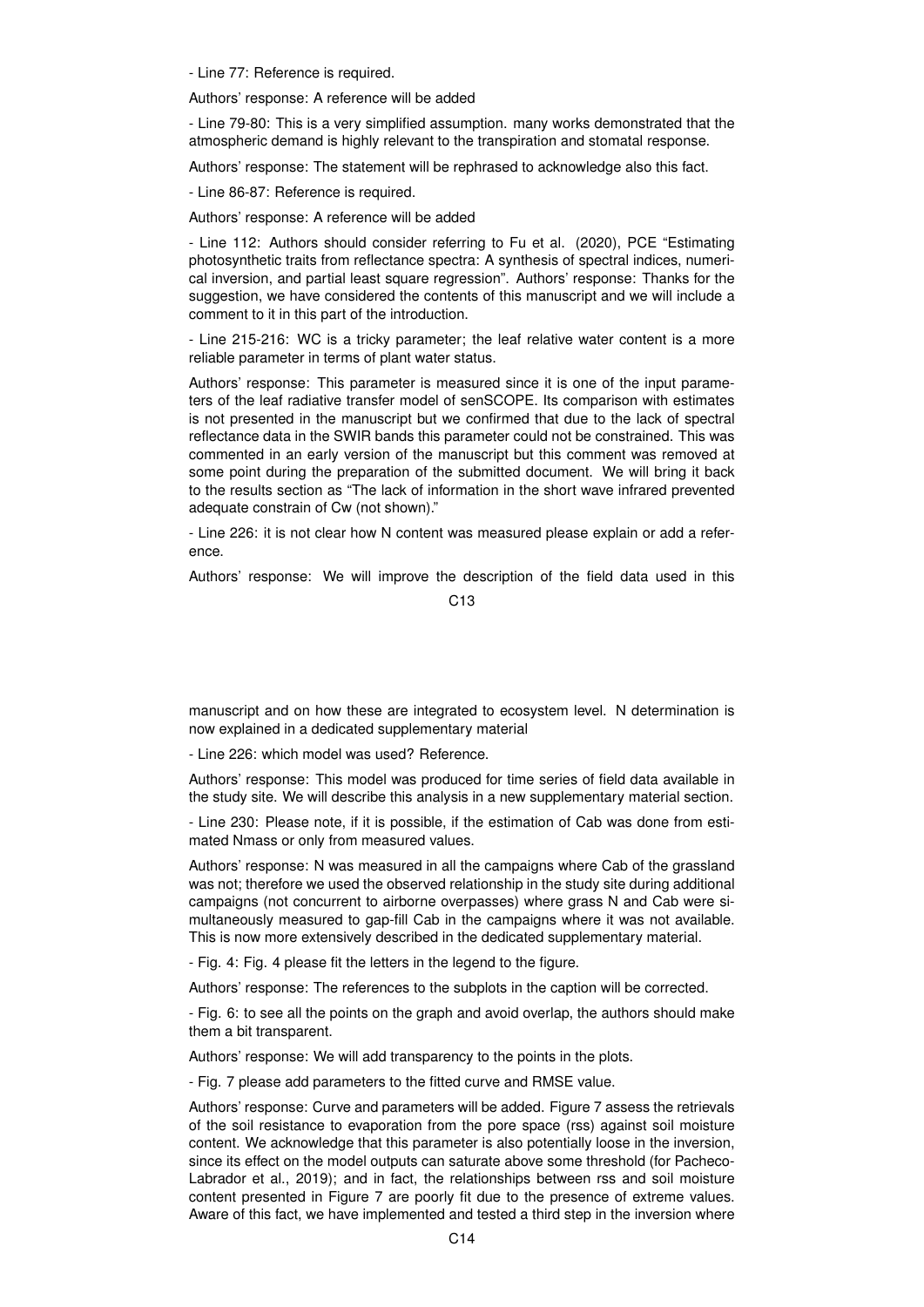- Line 77: Reference is required.

Authors' response: A reference will be added

- Line 79-80: This is a very simplified assumption. many works demonstrated that the atmospheric demand is highly relevant to the transpiration and stomatal response.

Authors' response: The statement will be rephrased to acknowledge also this fact.

- Line 86-87: Reference is required.

Authors' response: A reference will be added

- Line 112: Authors should consider referring to Fu et al. (2020), PCE "Estimating photosynthetic traits from reflectance spectra: A synthesis of spectral indices, numerical inversion, and partial least square regression". Authors' response: Thanks for the suggestion, we have considered the contents of this manuscript and we will include a comment to it in this part of the introduction.

- Line 215-216: WC is a tricky parameter; the leaf relative water content is a more reliable parameter in terms of plant water status.

Authors' response: This parameter is measured since it is one of the input parameters of the leaf radiative transfer model of senSCOPE. Its comparison with estimates is not presented in the manuscript but we confirmed that due to the lack of spectral reflectance data in the SWIR bands this parameter could not be constrained. This was commented in an early version of the manuscript but this comment was removed at some point during the preparation of the submitted document. We will bring it back to the results section as "The lack of information in the short wave infrared prevented adequate constrain of Cw (not shown)."

- Line 226: it is not clear how N content was measured please explain or add a reference.

Authors' response: We will improve the description of the field data used in this manuscript and on how these are integrated to ecosystem level. N determination is now explained in a dedicated supplementary material

- Line 226: which model was used? Reference.

Authors' response: This model was produced for time series of field data available in the study site. We will describe this analysis in a new supplementary material section.

- Line 230: Please note, if it is possible, if the estimation of Cab was done from estimated Nmass or only from measured values.

Authors' response: N was measured in all the campaigns where Cab of the grassland was not; therefore we used the observed relationship in the study site during additional campaigns (not concurrent to airborne overpasses) where grass N and Cab were simultaneously measured to gap-fill Cab in the campaigns where it was not available. This is now more extensively described in the dedicated supplementary material.

- Fig. 4: Fig. 4 please fit the letters in the legend to the figure.

Authors' response: The references to the subplots in the caption will be corrected.

- Fig. 6: to see all the points on the graph and avoid overlap, the authors should make them a bit transparent.

Authors' response: We will add transparency to the points in the plots.

- Fig. 7 please add parameters to the fitted curve and RMSE value.

Authors' response: Curve and parameters will be added. Figure 7 assess the retrievals of the soil resistance to evaporation from the pore space (rss) against soil moisture content. We acknowledge that this parameter is also potentially loose in the inversion, since its effect on the model outputs can saturate above some threshold (for Pacheco-Labrador et al., 2019); and in fact, the relationships between rss and soil moisture content presented in Figure 7 are poorly fit due to the presence of extreme values. Aware of this fact, we have implemented and tested a third step in the inversion where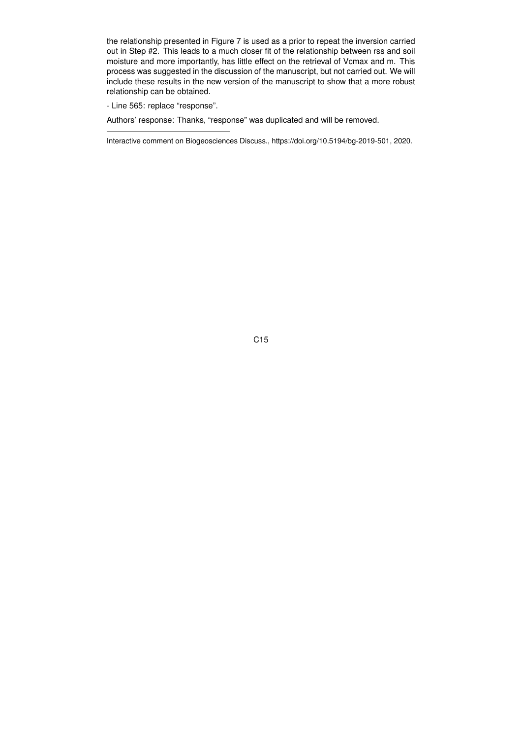the relationship presented in Figure 7 is used as a prior to repeat the inversion carried out in Step #2. This leads to a much closer fit of the relationship between rss and soil moisture and more importantly, has little effect on the retrieval of Vcmax and m. This process was suggested in the discussion of the manuscript, but not carried out. We will include these results in the new version of the manuscript to show that a more robust relationship can be obtained.

- Line 565: replace "response".

Authors' response: Thanks, "response" was duplicated and will be removed.

---

Interactive comment on Biogeosciences Discuss., https://doi.org/10.5194/bg-2019-501, 2020.